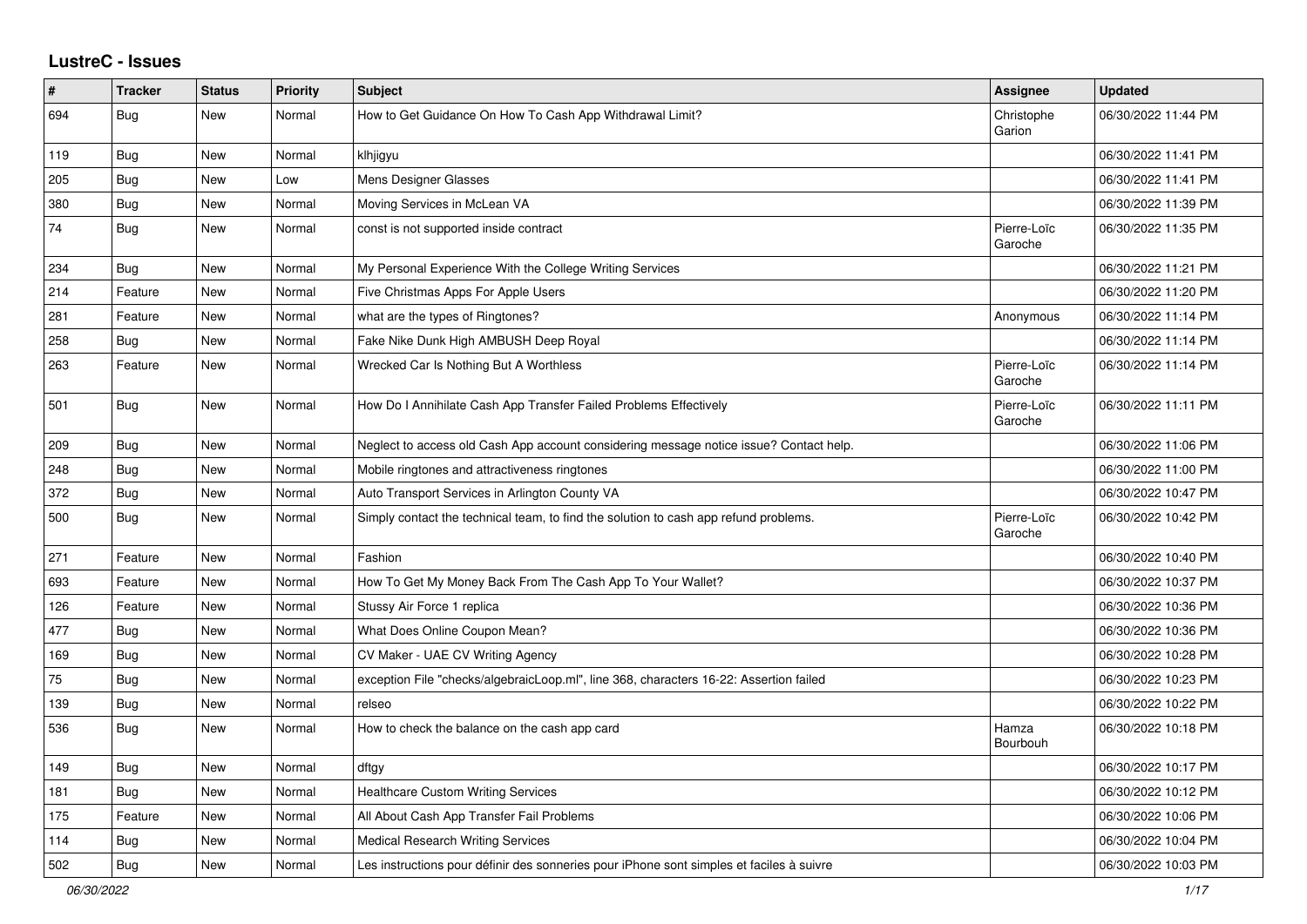# LustreC - Issues

| # | Tracker | Status | Priority | Subject | Assignee | Updated |
|---|---|---|---|---|---|---|
| 694 | Bug | New | Normal | How to Get Guidance On How To Cash App Withdrawal Limit? | Christophe Garion | 06/30/2022 11:44 PM |
| 119 | Bug | New | Normal | klhjigyu | | 06/30/2022 11:41 PM |
| 205 | Bug | New | Low | Mens Designer Glasses | | 06/30/2022 11:41 PM |
| 380 | Bug | New | Normal | Moving Services in McLean VA | | 06/30/2022 11:39 PM |
| 74 | Bug | New | Normal | const is not supported inside contract | Pierre-Loïc Garoche | 06/30/2022 11:35 PM |
| 234 | Bug | New | Normal | My Personal Experience With the College Writing Services | | 06/30/2022 11:21 PM |
| 214 | Feature | New | Normal | Five Christmas Apps For Apple Users | | 06/30/2022 11:20 PM |
| 281 | Feature | New | Normal | what are the types of Ringtones? | Anonymous | 06/30/2022 11:14 PM |
| 258 | Bug | New | Normal | Fake Nike Dunk High AMBUSH Deep Royal | | 06/30/2022 11:14 PM |
| 263 | Feature | New | Normal | Wrecked Car Is Nothing But A Worthless | Pierre-Loïc Garoche | 06/30/2022 11:14 PM |
| 501 | Bug | New | Normal | How Do I Annihilate Cash App Transfer Failed Problems Effectively | Pierre-Loïc Garoche | 06/30/2022 11:11 PM |
| 209 | Bug | New | Normal | Neglect to access old Cash App account considering message notice issue? Contact help. | | 06/30/2022 11:06 PM |
| 248 | Bug | New | Normal | Mobile ringtones and attractiveness ringtones | | 06/30/2022 11:00 PM |
| 372 | Bug | New | Normal | Auto Transport Services in Arlington County VA | | 06/30/2022 10:47 PM |
| 500 | Bug | New | Normal | Simply contact the technical team, to find the solution to cash app refund problems. | Pierre-Loïc Garoche | 06/30/2022 10:42 PM |
| 271 | Feature | New | Normal | Fashion | | 06/30/2022 10:40 PM |
| 693 | Feature | New | Normal | How To Get My Money Back From The Cash App To Your Wallet? | | 06/30/2022 10:37 PM |
| 126 | Feature | New | Normal | Stussy Air Force 1 replica | | 06/30/2022 10:36 PM |
| 477 | Bug | New | Normal | What Does Online Coupon Mean? | | 06/30/2022 10:36 PM |
| 169 | Bug | New | Normal | CV Maker - UAE CV Writing Agency | | 06/30/2022 10:28 PM |
| 75 | Bug | New | Normal | exception File "checks/algebraicLoop.ml", line 368, characters 16-22: Assertion failed | | 06/30/2022 10:23 PM |
| 139 | Bug | New | Normal | relseo | | 06/30/2022 10:22 PM |
| 536 | Bug | New | Normal | How to check the balance on the cash app card | Hamza Bourbouh | 06/30/2022 10:18 PM |
| 149 | Bug | New | Normal | dftgy | | 06/30/2022 10:17 PM |
| 181 | Bug | New | Normal | Healthcare Custom Writing Services | | 06/30/2022 10:12 PM |
| 175 | Feature | New | Normal | All About Cash App Transfer Fail Problems | | 06/30/2022 10:06 PM |
| 114 | Bug | New | Normal | Medical Research Writing Services | | 06/30/2022 10:04 PM |
| 502 | Bug | New | Normal | Les instructions pour définir des sonneries pour iPhone sont simples et faciles à suivre | | 06/30/2022 10:03 PM |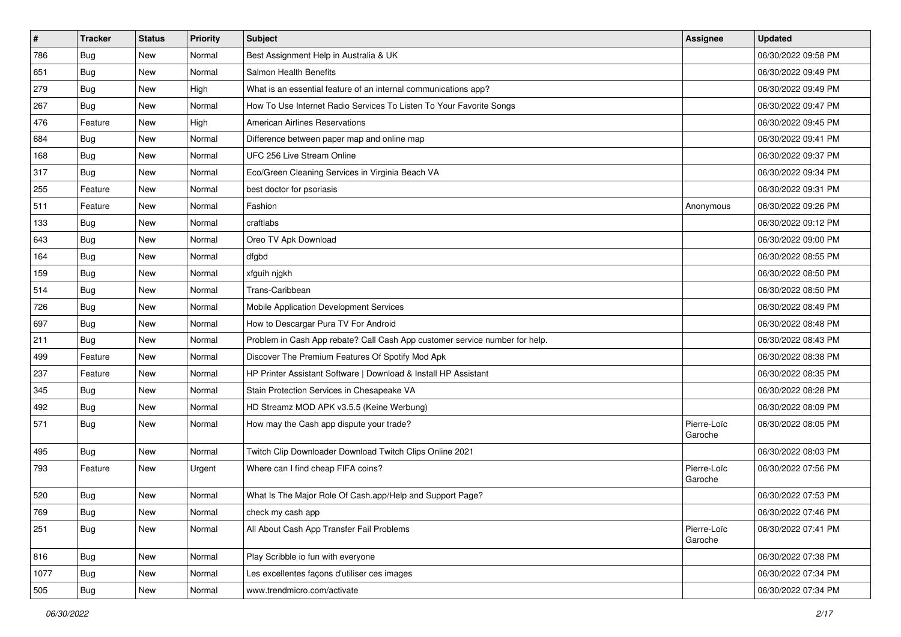| # | Tracker | Status | Priority | Subject | Assignee | Updated |
|---|---|---|---|---|---|---|
| 786 | Bug | New | Normal | Best Assignment Help in Australia & UK | | 06/30/2022 09:58 PM |
| 651 | Bug | New | Normal | Salmon Health Benefits | | 06/30/2022 09:49 PM |
| 279 | Bug | New | High | What is an essential feature of an internal communications app? | | 06/30/2022 09:49 PM |
| 267 | Bug | New | Normal | How To Use Internet Radio Services To Listen To Your Favorite Songs | | 06/30/2022 09:47 PM |
| 476 | Feature | New | High | American Airlines Reservations | | 06/30/2022 09:45 PM |
| 684 | Bug | New | Normal | Difference between paper map and online map | | 06/30/2022 09:41 PM |
| 168 | Bug | New | Normal | UFC 256 Live Stream Online | | 06/30/2022 09:37 PM |
| 317 | Bug | New | Normal | Eco/Green Cleaning Services in Virginia Beach VA | | 06/30/2022 09:34 PM |
| 255 | Feature | New | Normal | best doctor for psoriasis | | 06/30/2022 09:31 PM |
| 511 | Feature | New | Normal | Fashion | Anonymous | 06/30/2022 09:26 PM |
| 133 | Bug | New | Normal | craftlabs | | 06/30/2022 09:12 PM |
| 643 | Bug | New | Normal | Oreo TV Apk Download | | 06/30/2022 09:00 PM |
| 164 | Bug | New | Normal | dfgbd | | 06/30/2022 08:55 PM |
| 159 | Bug | New | Normal | xfguih njgkh | | 06/30/2022 08:50 PM |
| 514 | Bug | New | Normal | Trans-Caribbean | | 06/30/2022 08:50 PM |
| 726 | Bug | New | Normal | Mobile Application Development Services | | 06/30/2022 08:49 PM |
| 697 | Bug | New | Normal | How to Descargar Pura TV For Android | | 06/30/2022 08:48 PM |
| 211 | Bug | New | Normal | Problem in Cash App rebate? Call Cash App customer service number for help. | | 06/30/2022 08:43 PM |
| 499 | Feature | New | Normal | Discover The Premium Features Of Spotify Mod Apk | | 06/30/2022 08:38 PM |
| 237 | Feature | New | Normal | HP Printer Assistant Software \| Download & Install HP Assistant | | 06/30/2022 08:35 PM |
| 345 | Bug | New | Normal | Stain Protection Services in Chesapeake VA | | 06/30/2022 08:28 PM |
| 492 | Bug | New | Normal | HD Streamz MOD APK v3.5.5 (Keine Werbung) | | 06/30/2022 08:09 PM |
| 571 | Bug | New | Normal | How may the Cash app dispute your trade? | Pierre-Loïc Garoche | 06/30/2022 08:05 PM |
| 495 | Bug | New | Normal | Twitch Clip Downloader Download Twitch Clips Online 2021 | | 06/30/2022 08:03 PM |
| 793 | Feature | New | Urgent | Where can I find cheap FIFA coins? | Pierre-Loïc Garoche | 06/30/2022 07:56 PM |
| 520 | Bug | New | Normal | What Is The Major Role Of Cash.app/Help and Support Page? | | 06/30/2022 07:53 PM |
| 769 | Bug | New | Normal | check my cash app | | 06/30/2022 07:46 PM |
| 251 | Bug | New | Normal | All About Cash App Transfer Fail Problems | Pierre-Loïc Garoche | 06/30/2022 07:41 PM |
| 816 | Bug | New | Normal | Play Scribble io fun with everyone | | 06/30/2022 07:38 PM |
| 1077 | Bug | New | Normal | Les excellentes façons d'utiliser ces images | | 06/30/2022 07:34 PM |
| 505 | Bug | New | Normal | www.trendmicro.com/activate | | 06/30/2022 07:34 PM |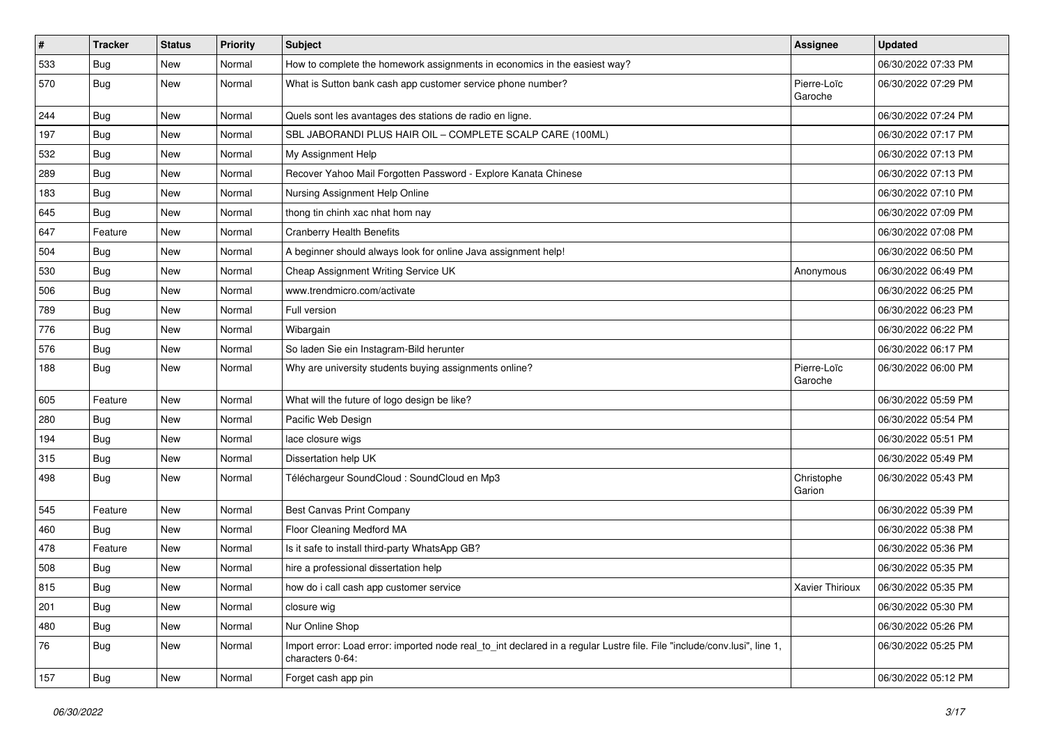| # | Tracker | Status | Priority | Subject | Assignee | Updated |
| --- | --- | --- | --- | --- | --- | --- |
| 533 | Bug | New | Normal | How to complete the homework assignments in economics in the easiest way? | | 06/30/2022 07:33 PM |
| 570 | Bug | New | Normal | What is Sutton bank cash app customer service phone number? | Pierre-Loïc Garoche | 06/30/2022 07:29 PM |
| 244 | Bug | New | Normal | Quels sont les avantages des stations de radio en ligne. | | 06/30/2022 07:24 PM |
| 197 | Bug | New | Normal | SBL JABORANDI PLUS HAIR OIL – COMPLETE SCALP CARE (100ML) | | 06/30/2022 07:17 PM |
| 532 | Bug | New | Normal | My Assignment Help | | 06/30/2022 07:13 PM |
| 289 | Bug | New | Normal | Recover Yahoo Mail Forgotten Password - Explore Kanata Chinese | | 06/30/2022 07:13 PM |
| 183 | Bug | New | Normal | Nursing Assignment Help Online | | 06/30/2022 07:10 PM |
| 645 | Bug | New | Normal | thong tin chinh xac nhat hom nay | | 06/30/2022 07:09 PM |
| 647 | Feature | New | Normal | Cranberry Health Benefits | | 06/30/2022 07:08 PM |
| 504 | Bug | New | Normal | A beginner should always look for online Java assignment help! | | 06/30/2022 06:50 PM |
| 530 | Bug | New | Normal | Cheap Assignment Writing Service UK | Anonymous | 06/30/2022 06:49 PM |
| 506 | Bug | New | Normal | www.trendmicro.com/activate | | 06/30/2022 06:25 PM |
| 789 | Bug | New | Normal | Full version | | 06/30/2022 06:23 PM |
| 776 | Bug | New | Normal | Wibargain | | 06/30/2022 06:22 PM |
| 576 | Bug | New | Normal | So laden Sie ein Instagram-Bild herunter | | 06/30/2022 06:17 PM |
| 188 | Bug | New | Normal | Why are university students buying assignments online? | Pierre-Loïc Garoche | 06/30/2022 06:00 PM |
| 605 | Feature | New | Normal | What will the future of logo design be like? | | 06/30/2022 05:59 PM |
| 280 | Bug | New | Normal | Pacific Web Design | | 06/30/2022 05:54 PM |
| 194 | Bug | New | Normal | lace closure wigs | | 06/30/2022 05:51 PM |
| 315 | Bug | New | Normal | Dissertation help UK | | 06/30/2022 05:49 PM |
| 498 | Bug | New | Normal | Téléchargeur SoundCloud : SoundCloud en Mp3 | Christophe Garion | 06/30/2022 05:43 PM |
| 545 | Feature | New | Normal | Best Canvas Print Company | | 06/30/2022 05:39 PM |
| 460 | Bug | New | Normal | Floor Cleaning Medford MA | | 06/30/2022 05:38 PM |
| 478 | Feature | New | Normal | Is it safe to install third-party WhatsApp GB? | | 06/30/2022 05:36 PM |
| 508 | Bug | New | Normal | hire a professional dissertation help | | 06/30/2022 05:35 PM |
| 815 | Bug | New | Normal | how do i call cash app customer service | Xavier Thirioux | 06/30/2022 05:35 PM |
| 201 | Bug | New | Normal | closure wig | | 06/30/2022 05:30 PM |
| 480 | Bug | New | Normal | Nur Online Shop | | 06/30/2022 05:26 PM |
| 76 | Bug | New | Normal | Import error: Load error: imported node real_to_int declared in a regular Lustre file. File "include/conv.lusi", line 1, characters 0-64: | | 06/30/2022 05:25 PM |
| 157 | Bug | New | Normal | Forget cash app pin | | 06/30/2022 05:12 PM |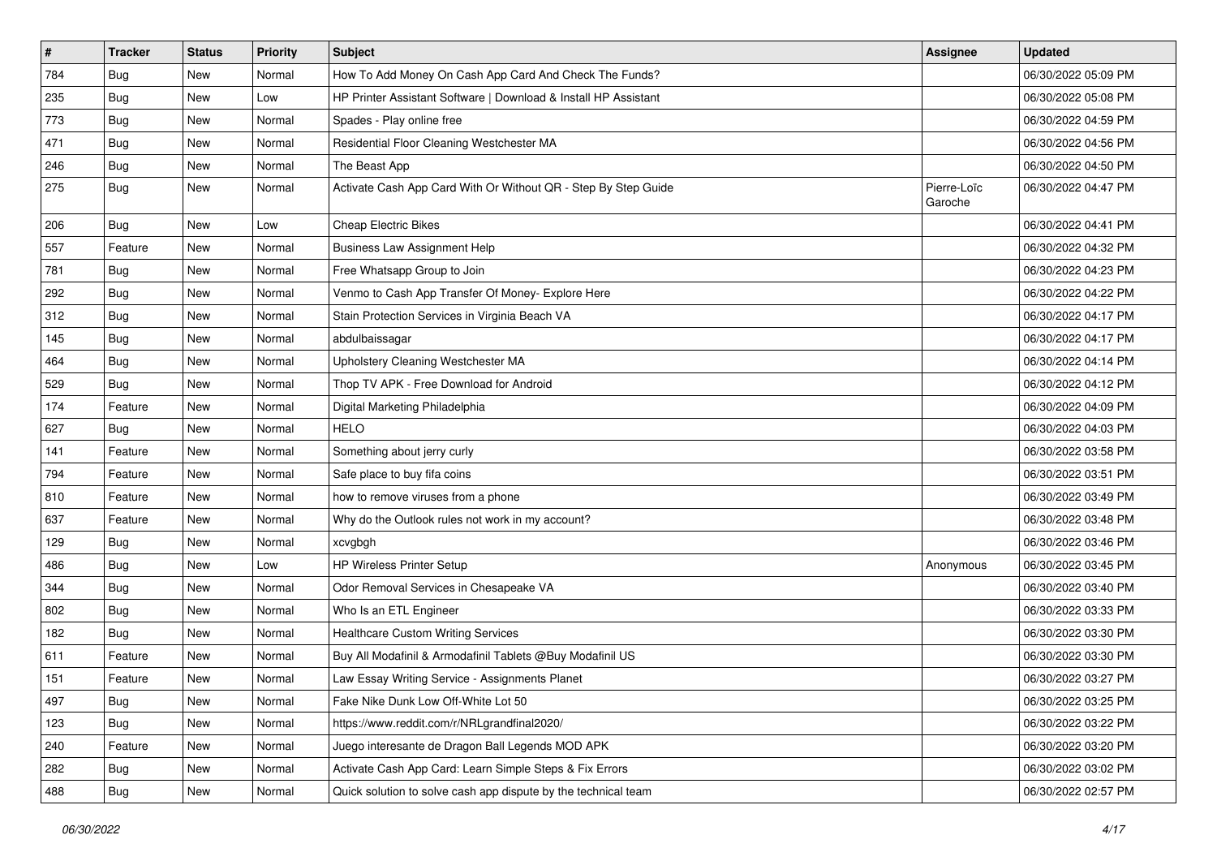| # | Tracker | Status | Priority | Subject | Assignee | Updated |
| --- | --- | --- | --- | --- | --- | --- |
| 784 | Bug | New | Normal | How To Add Money On Cash App Card And Check The Funds? | | 06/30/2022 05:09 PM |
| 235 | Bug | New | Low | HP Printer Assistant Software \| Download & Install HP Assistant | | 06/30/2022 05:08 PM |
| 773 | Bug | New | Normal | Spades - Play online free | | 06/30/2022 04:59 PM |
| 471 | Bug | New | Normal | Residential Floor Cleaning Westchester MA | | 06/30/2022 04:56 PM |
| 246 | Bug | New | Normal | The Beast App | | 06/30/2022 04:50 PM |
| 275 | Bug | New | Normal | Activate Cash App Card With Or Without QR - Step By Step Guide | Pierre-Loïc Garoche | 06/30/2022 04:47 PM |
| 206 | Bug | New | Low | Cheap Electric Bikes | | 06/30/2022 04:41 PM |
| 557 | Feature | New | Normal | Business Law Assignment Help | | 06/30/2022 04:32 PM |
| 781 | Bug | New | Normal | Free Whatsapp Group to Join | | 06/30/2022 04:23 PM |
| 292 | Bug | New | Normal | Venmo to Cash App Transfer Of Money- Explore Here | | 06/30/2022 04:22 PM |
| 312 | Bug | New | Normal | Stain Protection Services in Virginia Beach VA | | 06/30/2022 04:17 PM |
| 145 | Bug | New | Normal | abdulbaissagar | | 06/30/2022 04:17 PM |
| 464 | Bug | New | Normal | Upholstery Cleaning Westchester MA | | 06/30/2022 04:14 PM |
| 529 | Bug | New | Normal | Thop TV APK - Free Download for Android | | 06/30/2022 04:12 PM |
| 174 | Feature | New | Normal | Digital Marketing Philadelphia | | 06/30/2022 04:09 PM |
| 627 | Bug | New | Normal | HELO | | 06/30/2022 04:03 PM |
| 141 | Feature | New | Normal | Something about jerry curly | | 06/30/2022 03:58 PM |
| 794 | Feature | New | Normal | Safe place to buy fifa coins | | 06/30/2022 03:51 PM |
| 810 | Feature | New | Normal | how to remove viruses from a phone | | 06/30/2022 03:49 PM |
| 637 | Feature | New | Normal | Why do the Outlook rules not work in my account? | | 06/30/2022 03:48 PM |
| 129 | Bug | New | Normal | xcvgbgh | | 06/30/2022 03:46 PM |
| 486 | Bug | New | Low | HP Wireless Printer Setup | Anonymous | 06/30/2022 03:45 PM |
| 344 | Bug | New | Normal | Odor Removal Services in Chesapeake VA | | 06/30/2022 03:40 PM |
| 802 | Bug | New | Normal | Who Is an ETL Engineer | | 06/30/2022 03:33 PM |
| 182 | Bug | New | Normal | Healthcare Custom Writing Services | | 06/30/2022 03:30 PM |
| 611 | Feature | New | Normal | Buy All Modafinil & Armodafinil Tablets @Buy Modafinil US | | 06/30/2022 03:30 PM |
| 151 | Feature | New | Normal | Law Essay Writing Service - Assignments Planet | | 06/30/2022 03:27 PM |
| 497 | Bug | New | Normal | Fake Nike Dunk Low Off-White Lot 50 | | 06/30/2022 03:25 PM |
| 123 | Bug | New | Normal | https://www.reddit.com/r/NRLgrandfinal2020/ | | 06/30/2022 03:22 PM |
| 240 | Feature | New | Normal | Juego interesante de Dragon Ball Legends MOD APK | | 06/30/2022 03:20 PM |
| 282 | Bug | New | Normal | Activate Cash App Card: Learn Simple Steps & Fix Errors | | 06/30/2022 03:02 PM |
| 488 | Bug | New | Normal | Quick solution to solve cash app dispute by the technical team | | 06/30/2022 02:57 PM |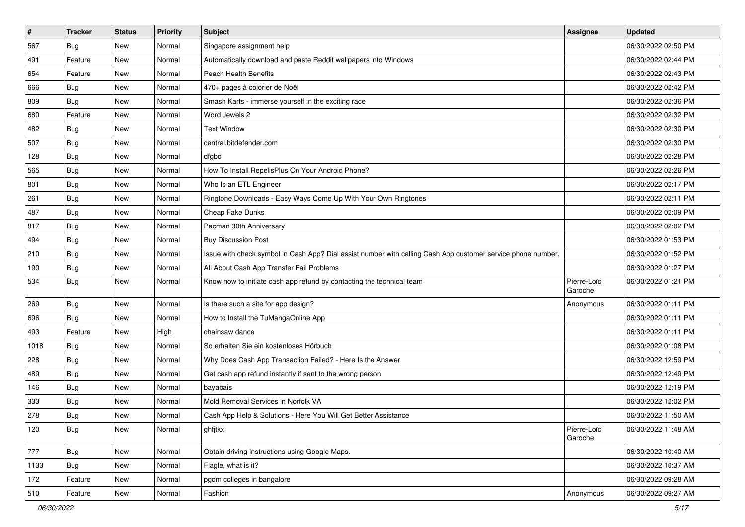| # | Tracker | Status | Priority | Subject | Assignee | Updated |
|---|---|---|---|---|---|---|
| 567 | Bug | New | Normal | Singapore assignment help | | 06/30/2022 02:50 PM |
| 491 | Feature | New | Normal | Automatically download and paste Reddit wallpapers into Windows | | 06/30/2022 02:44 PM |
| 654 | Feature | New | Normal | Peach Health Benefits | | 06/30/2022 02:43 PM |
| 666 | Bug | New | Normal | 470+ pages à colorier de Noël | | 06/30/2022 02:42 PM |
| 809 | Bug | New | Normal | Smash Karts - immerse yourself in the exciting race | | 06/30/2022 02:36 PM |
| 680 | Feature | New | Normal | Word Jewels 2 | | 06/30/2022 02:32 PM |
| 482 | Bug | New | Normal | Text Window | | 06/30/2022 02:30 PM |
| 507 | Bug | New | Normal | central.bitdefender.com | | 06/30/2022 02:30 PM |
| 128 | Bug | New | Normal | dfgbd | | 06/30/2022 02:28 PM |
| 565 | Bug | New | Normal | How To Install RepelisPlus On Your Android Phone? | | 06/30/2022 02:26 PM |
| 801 | Bug | New | Normal | Who Is an ETL Engineer | | 06/30/2022 02:17 PM |
| 261 | Bug | New | Normal | Ringtone Downloads - Easy Ways Come Up With Your Own Ringtones | | 06/30/2022 02:11 PM |
| 487 | Bug | New | Normal | Cheap Fake Dunks | | 06/30/2022 02:09 PM |
| 817 | Bug | New | Normal | Pacman 30th Anniversary | | 06/30/2022 02:02 PM |
| 494 | Bug | New | Normal | Buy Discussion Post | | 06/30/2022 01:53 PM |
| 210 | Bug | New | Normal | Issue with check symbol in Cash App? Dial assist number with calling Cash App customer service phone number. | | 06/30/2022 01:52 PM |
| 190 | Bug | New | Normal | All About Cash App Transfer Fail Problems | | 06/30/2022 01:27 PM |
| 534 | Bug | New | Normal | Know how to initiate cash app refund by contacting the technical team | Pierre-Loïc Garoche | 06/30/2022 01:21 PM |
| 269 | Bug | New | Normal | Is there such a site for app design? | Anonymous | 06/30/2022 01:11 PM |
| 696 | Bug | New | Normal | How to Install the TuMangaOnline App | | 06/30/2022 01:11 PM |
| 493 | Feature | New | High | chainsaw dance | | 06/30/2022 01:11 PM |
| 1018 | Bug | New | Normal | So erhalten Sie ein kostenloses Hörbuch | | 06/30/2022 01:08 PM |
| 228 | Bug | New | Normal | Why Does Cash App Transaction Failed? - Here Is the Answer | | 06/30/2022 12:59 PM |
| 489 | Bug | New | Normal | Get cash app refund instantly if sent to the wrong person | | 06/30/2022 12:49 PM |
| 146 | Bug | New | Normal | bayabais | | 06/30/2022 12:19 PM |
| 333 | Bug | New | Normal | Mold Removal Services in Norfolk VA | | 06/30/2022 12:02 PM |
| 278 | Bug | New | Normal | Cash App Help & Solutions - Here You Will Get Better Assistance | | 06/30/2022 11:50 AM |
| 120 | Bug | New | Normal | ghfjtkx | Pierre-Loïc Garoche | 06/30/2022 11:48 AM |
| 777 | Bug | New | Normal | Obtain driving instructions using Google Maps. | | 06/30/2022 10:40 AM |
| 1133 | Bug | New | Normal | Flagle, what is it? | | 06/30/2022 10:37 AM |
| 172 | Feature | New | Normal | pgdm colleges in bangalore | | 06/30/2022 09:28 AM |
| 510 | Feature | New | Normal | Fashion | Anonymous | 06/30/2022 09:27 AM |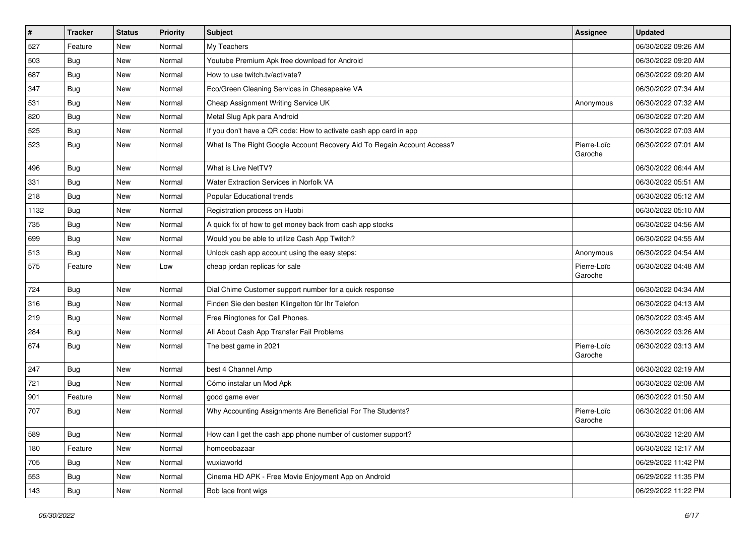| # | Tracker | Status | Priority | Subject | Assignee | Updated |
| --- | --- | --- | --- | --- | --- | --- |
| 527 | Feature | New | Normal | My Teachers | | 06/30/2022 09:26 AM |
| 503 | Bug | New | Normal | Youtube Premium Apk free download for Android | | 06/30/2022 09:20 AM |
| 687 | Bug | New | Normal | How to use twitch.tv/activate? | | 06/30/2022 09:20 AM |
| 347 | Bug | New | Normal | Eco/Green Cleaning Services in Chesapeake VA | | 06/30/2022 07:34 AM |
| 531 | Bug | New | Normal | Cheap Assignment Writing Service UK | Anonymous | 06/30/2022 07:32 AM |
| 820 | Bug | New | Normal | Metal Slug Apk para Android | | 06/30/2022 07:20 AM |
| 525 | Bug | New | Normal | If you don't have a QR code: How to activate cash app card in app | | 06/30/2022 07:03 AM |
| 523 | Bug | New | Normal | What Is The Right Google Account Recovery Aid To Regain Account Access? | Pierre-Loïc Garoche | 06/30/2022 07:01 AM |
| 496 | Bug | New | Normal | What is Live NetTV? | | 06/30/2022 06:44 AM |
| 331 | Bug | New | Normal | Water Extraction Services in Norfolk VA | | 06/30/2022 05:51 AM |
| 218 | Bug | New | Normal | Popular Educational trends | | 06/30/2022 05:12 AM |
| 1132 | Bug | New | Normal | Registration process on Huobi | | 06/30/2022 05:10 AM |
| 735 | Bug | New | Normal | A quick fix of how to get money back from cash app stocks | | 06/30/2022 04:56 AM |
| 699 | Bug | New | Normal | Would you be able to utilize Cash App Twitch? | | 06/30/2022 04:55 AM |
| 513 | Bug | New | Normal | Unlock cash app account using the easy steps: | Anonymous | 06/30/2022 04:54 AM |
| 575 | Feature | New | Low | cheap jordan replicas for sale | Pierre-Loïc Garoche | 06/30/2022 04:48 AM |
| 724 | Bug | New | Normal | Dial Chime Customer support number for a quick response | | 06/30/2022 04:34 AM |
| 316 | Bug | New | Normal | Finden Sie den besten Klingelton für Ihr Telefon | | 06/30/2022 04:13 AM |
| 219 | Bug | New | Normal | Free Ringtones for Cell Phones. | | 06/30/2022 03:45 AM |
| 284 | Bug | New | Normal | All About Cash App Transfer Fail Problems | | 06/30/2022 03:26 AM |
| 674 | Bug | New | Normal | The best game in 2021 | Pierre-Loïc Garoche | 06/30/2022 03:13 AM |
| 247 | Bug | New | Normal | best 4 Channel Amp | | 06/30/2022 02:19 AM |
| 721 | Bug | New | Normal | Cómo instalar un Mod Apk | | 06/30/2022 02:08 AM |
| 901 | Feature | New | Normal | good game ever | | 06/30/2022 01:50 AM |
| 707 | Bug | New | Normal | Why Accounting Assignments Are Beneficial For The Students? | Pierre-Loïc Garoche | 06/30/2022 01:06 AM |
| 589 | Bug | New | Normal | How can I get the cash app phone number of customer support? | | 06/30/2022 12:20 AM |
| 180 | Feature | New | Normal | homoeobazaar | | 06/30/2022 12:17 AM |
| 705 | Bug | New | Normal | wuxiaworld | | 06/29/2022 11:42 PM |
| 553 | Bug | New | Normal | Cinema HD APK - Free Movie Enjoyment App on Android | | 06/29/2022 11:35 PM |
| 143 | Bug | New | Normal | Bob lace front wigs | | 06/29/2022 11:22 PM |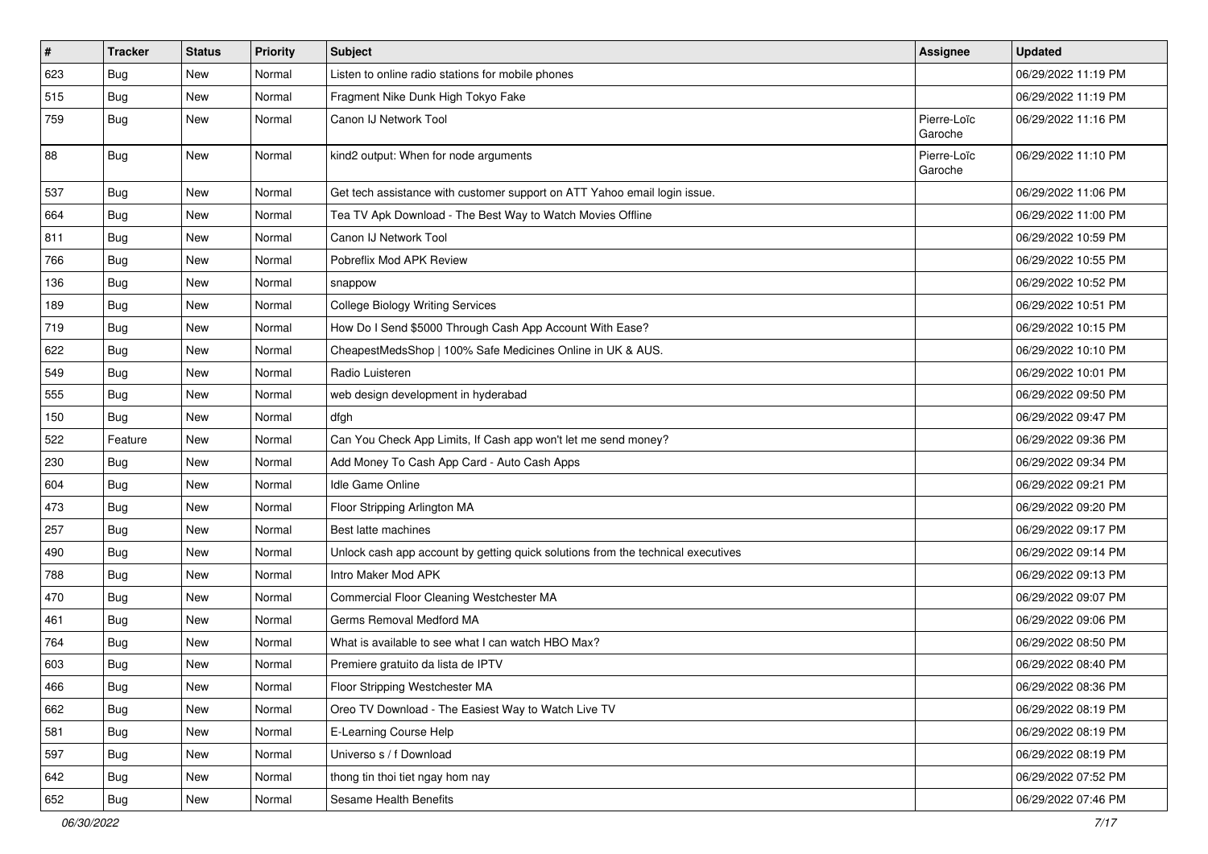| # | Tracker | Status | Priority | Subject | Assignee | Updated |
| --- | --- | --- | --- | --- | --- | --- |
| 623 | Bug | New | Normal | Listen to online radio stations for mobile phones | | 06/29/2022 11:19 PM |
| 515 | Bug | New | Normal | Fragment Nike Dunk High Tokyo Fake | | 06/29/2022 11:19 PM |
| 759 | Bug | New | Normal | Canon IJ Network Tool | Pierre-Loïc Garoche | 06/29/2022 11:16 PM |
| 88 | Bug | New | Normal | kind2 output: When for node arguments | Pierre-Loïc Garoche | 06/29/2022 11:10 PM |
| 537 | Bug | New | Normal | Get tech assistance with customer support on ATT Yahoo email login issue. | | 06/29/2022 11:06 PM |
| 664 | Bug | New | Normal | Tea TV Apk Download - The Best Way to Watch Movies Offline | | 06/29/2022 11:00 PM |
| 811 | Bug | New | Normal | Canon IJ Network Tool | | 06/29/2022 10:59 PM |
| 766 | Bug | New | Normal | Pobreflix Mod APK Review | | 06/29/2022 10:55 PM |
| 136 | Bug | New | Normal | snappow | | 06/29/2022 10:52 PM |
| 189 | Bug | New | Normal | College Biology Writing Services | | 06/29/2022 10:51 PM |
| 719 | Bug | New | Normal | How Do I Send $5000 Through Cash App Account With Ease? | | 06/29/2022 10:15 PM |
| 622 | Bug | New | Normal | CheapestMedsShop \| 100% Safe Medicines Online in UK & AUS. | | 06/29/2022 10:10 PM |
| 549 | Bug | New | Normal | Radio Luisteren | | 06/29/2022 10:01 PM |
| 555 | Bug | New | Normal | web design development in hyderabad | | 06/29/2022 09:50 PM |
| 150 | Bug | New | Normal | dfgh | | 06/29/2022 09:47 PM |
| 522 | Feature | New | Normal | Can You Check App Limits, If Cash app won't let me send money? | | 06/29/2022 09:36 PM |
| 230 | Bug | New | Normal | Add Money To Cash App Card - Auto Cash Apps | | 06/29/2022 09:34 PM |
| 604 | Bug | New | Normal | Idle Game Online | | 06/29/2022 09:21 PM |
| 473 | Bug | New | Normal | Floor Stripping Arlington MA | | 06/29/2022 09:20 PM |
| 257 | Bug | New | Normal | Best latte machines | | 06/29/2022 09:17 PM |
| 490 | Bug | New | Normal | Unlock cash app account by getting quick solutions from the technical executives | | 06/29/2022 09:14 PM |
| 788 | Bug | New | Normal | Intro Maker Mod APK | | 06/29/2022 09:13 PM |
| 470 | Bug | New | Normal | Commercial Floor Cleaning Westchester MA | | 06/29/2022 09:07 PM |
| 461 | Bug | New | Normal | Germs Removal Medford MA | | 06/29/2022 09:06 PM |
| 764 | Bug | New | Normal | What is available to see what I can watch HBO Max? | | 06/29/2022 08:50 PM |
| 603 | Bug | New | Normal | Premiere gratuito da lista de IPTV | | 06/29/2022 08:40 PM |
| 466 | Bug | New | Normal | Floor Stripping Westchester MA | | 06/29/2022 08:36 PM |
| 662 | Bug | New | Normal | Oreo TV Download - The Easiest Way to Watch Live TV | | 06/29/2022 08:19 PM |
| 581 | Bug | New | Normal | E-Learning Course Help | | 06/29/2022 08:19 PM |
| 597 | Bug | New | Normal | Universo s / f Download | | 06/29/2022 08:19 PM |
| 642 | Bug | New | Normal | thong tin thoi tiet ngay hom nay | | 06/29/2022 07:52 PM |
| 652 | Bug | New | Normal | Sesame Health Benefits | | 06/29/2022 07:46 PM |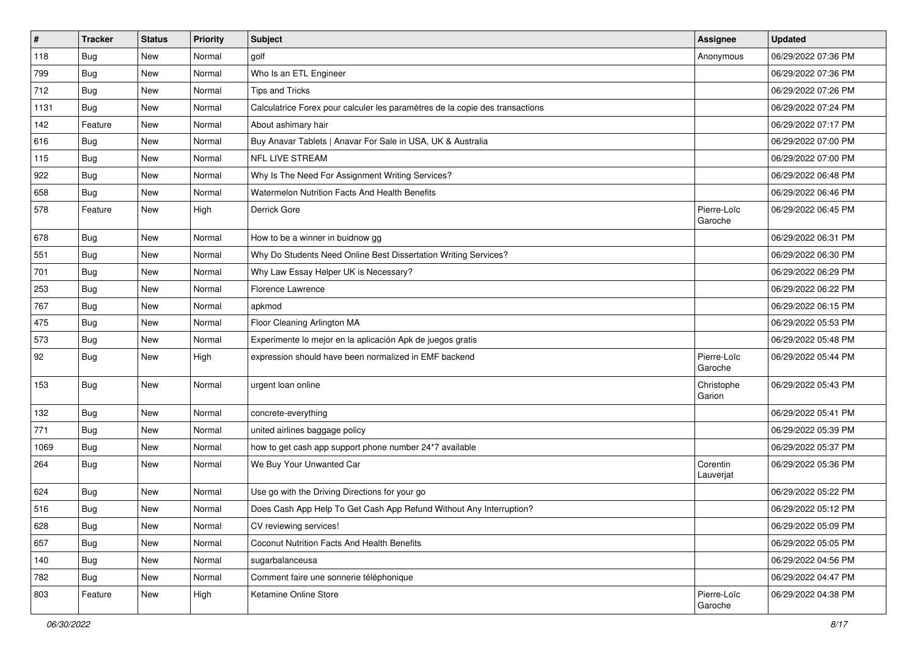| # | Tracker | Status | Priority | Subject | Assignee | Updated |
|---|---|---|---|---|---|---|
| 118 | Bug | New | Normal | golf | Anonymous | 06/29/2022 07:36 PM |
| 799 | Bug | New | Normal | Who Is an ETL Engineer | | 06/29/2022 07:36 PM |
| 712 | Bug | New | Normal | Tips and Tricks | | 06/29/2022 07:26 PM |
| 1131 | Bug | New | Normal | Calculatrice Forex pour calculer les paramètres de la copie des transactions | | 06/29/2022 07:24 PM |
| 142 | Feature | New | Normal | About ashimary hair | | 06/29/2022 07:17 PM |
| 616 | Bug | New | Normal | Buy Anavar Tablets \| Anavar For Sale in USA, UK & Australia | | 06/29/2022 07:00 PM |
| 115 | Bug | New | Normal | NFL LIVE STREAM | | 06/29/2022 07:00 PM |
| 922 | Bug | New | Normal | Why Is The Need For Assignment Writing Services? | | 06/29/2022 06:48 PM |
| 658 | Bug | New | Normal | Watermelon Nutrition Facts And Health Benefits | | 06/29/2022 06:46 PM |
| 578 | Feature | New | High | Derrick Gore | Pierre-Loïc Garoche | 06/29/2022 06:45 PM |
| 678 | Bug | New | Normal | How to be a winner in buidnow gg | | 06/29/2022 06:31 PM |
| 551 | Bug | New | Normal | Why Do Students Need Online Best Dissertation Writing Services? | | 06/29/2022 06:30 PM |
| 701 | Bug | New | Normal | Why Law Essay Helper UK is Necessary? | | 06/29/2022 06:29 PM |
| 253 | Bug | New | Normal | Florence Lawrence | | 06/29/2022 06:22 PM |
| 767 | Bug | New | Normal | apkmod | | 06/29/2022 06:15 PM |
| 475 | Bug | New | Normal | Floor Cleaning Arlington MA | | 06/29/2022 05:53 PM |
| 573 | Bug | New | Normal | Experimente lo mejor en la aplicación Apk de juegos gratis | | 06/29/2022 05:48 PM |
| 92 | Bug | New | High | expression should have been normalized in EMF backend | Pierre-Loïc Garoche | 06/29/2022 05:44 PM |
| 153 | Bug | New | Normal | urgent loan online | Christophe Garion | 06/29/2022 05:43 PM |
| 132 | Bug | New | Normal | concrete-everything | | 06/29/2022 05:41 PM |
| 771 | Bug | New | Normal | united airlines baggage policy | | 06/29/2022 05:39 PM |
| 1069 | Bug | New | Normal | how to get cash app support phone number 24*7 available | | 06/29/2022 05:37 PM |
| 264 | Bug | New | Normal | We Buy Your Unwanted Car | Corentin Lauverjat | 06/29/2022 05:36 PM |
| 624 | Bug | New | Normal | Use go with the Driving Directions for your go | | 06/29/2022 05:22 PM |
| 516 | Bug | New | Normal | Does Cash App Help To Get Cash App Refund Without Any Interruption? | | 06/29/2022 05:12 PM |
| 628 | Bug | New | Normal | CV reviewing services! | | 06/29/2022 05:09 PM |
| 657 | Bug | New | Normal | Coconut Nutrition Facts And Health Benefits | | 06/29/2022 05:05 PM |
| 140 | Bug | New | Normal | sugarbalanceusa | | 06/29/2022 04:56 PM |
| 782 | Bug | New | Normal | Comment faire une sonnerie téléphonique | | 06/29/2022 04:47 PM |
| 803 | Feature | New | High | Ketamine Online Store | Pierre-Loïc Garoche | 06/29/2022 04:38 PM |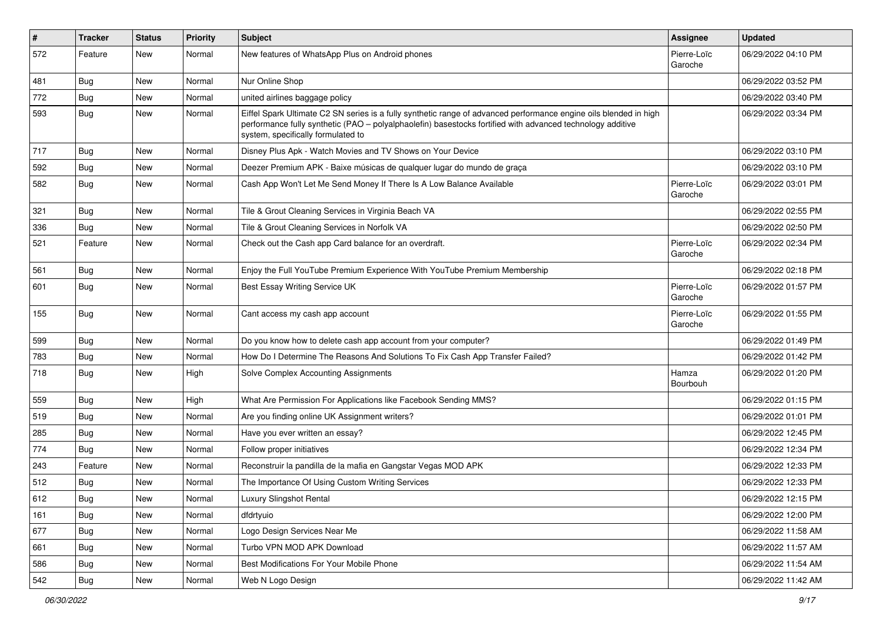| # | Tracker | Status | Priority | Subject | Assignee | Updated |
|---|---|---|---|---|---|---|
| 572 | Feature | New | Normal | New features of WhatsApp Plus on Android phones | Pierre-Loïc Garoche | 06/29/2022 04:10 PM |
| 481 | Bug | New | Normal | Nur Online Shop | | 06/29/2022 03:52 PM |
| 772 | Bug | New | Normal | united airlines baggage policy | | 06/29/2022 03:40 PM |
| 593 | Bug | New | Normal | Eiffel Spark Ultimate C2 SN series is a fully synthetic range of advanced performance engine oils blended in high performance fully synthetic (PAO – polyalphaolefin) basestocks fortified with advanced technology additive system, specifically formulated to | | 06/29/2022 03:34 PM |
| 717 | Bug | New | Normal | Disney Plus Apk - Watch Movies and TV Shows on Your Device | | 06/29/2022 03:10 PM |
| 592 | Bug | New | Normal | Deezer Premium APK - Baixe músicas de qualquer lugar do mundo de graça | | 06/29/2022 03:10 PM |
| 582 | Bug | New | Normal | Cash App Won't Let Me Send Money If There Is A Low Balance Available | Pierre-Loïc Garoche | 06/29/2022 03:01 PM |
| 321 | Bug | New | Normal | Tile & Grout Cleaning Services in Virginia Beach VA | | 06/29/2022 02:55 PM |
| 336 | Bug | New | Normal | Tile & Grout Cleaning Services in Norfolk VA | | 06/29/2022 02:50 PM |
| 521 | Feature | New | Normal | Check out the Cash app Card balance for an overdraft. | Pierre-Loïc Garoche | 06/29/2022 02:34 PM |
| 561 | Bug | New | Normal | Enjoy the Full YouTube Premium Experience With YouTube Premium Membership | | 06/29/2022 02:18 PM |
| 601 | Bug | New | Normal | Best Essay Writing Service UK | Pierre-Loïc Garoche | 06/29/2022 01:57 PM |
| 155 | Bug | New | Normal | Cant access my cash app account | Pierre-Loïc Garoche | 06/29/2022 01:55 PM |
| 599 | Bug | New | Normal | Do you know how to delete cash app account from your computer? | | 06/29/2022 01:49 PM |
| 783 | Bug | New | Normal | How Do I Determine The Reasons And Solutions To Fix Cash App Transfer Failed? | | 06/29/2022 01:42 PM |
| 718 | Bug | New | High | Solve Complex Accounting Assignments | Hamza Bourbouh | 06/29/2022 01:20 PM |
| 559 | Bug | New | High | What Are Permission For Applications like Facebook Sending MMS? | | 06/29/2022 01:15 PM |
| 519 | Bug | New | Normal | Are you finding online UK Assignment writers? | | 06/29/2022 01:01 PM |
| 285 | Bug | New | Normal | Have you ever written an essay? | | 06/29/2022 12:45 PM |
| 774 | Bug | New | Normal | Follow proper initiatives | | 06/29/2022 12:34 PM |
| 243 | Feature | New | Normal | Reconstruir la pandilla de la mafia en Gangstar Vegas MOD APK | | 06/29/2022 12:33 PM |
| 512 | Bug | New | Normal | The Importance Of Using Custom Writing Services | | 06/29/2022 12:33 PM |
| 612 | Bug | New | Normal | Luxury Slingshot Rental | | 06/29/2022 12:15 PM |
| 161 | Bug | New | Normal | dfdrtyuio | | 06/29/2022 12:00 PM |
| 677 | Bug | New | Normal | Logo Design Services Near Me | | 06/29/2022 11:58 AM |
| 661 | Bug | New | Normal | Turbo VPN MOD APK Download | | 06/29/2022 11:57 AM |
| 586 | Bug | New | Normal | Best Modifications For Your Mobile Phone | | 06/29/2022 11:54 AM |
| 542 | Bug | New | Normal | Web N Logo Design | | 06/29/2022 11:42 AM |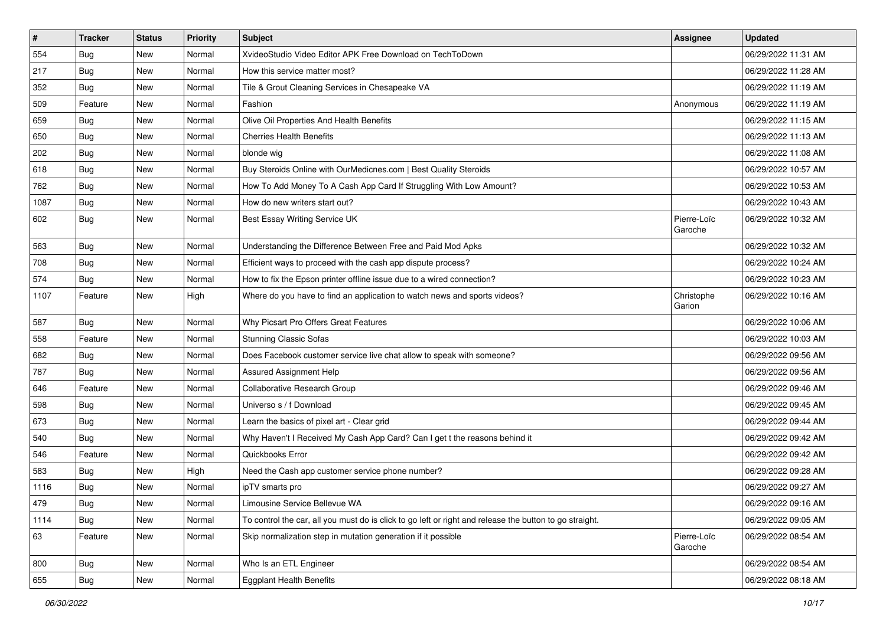| # | Tracker | Status | Priority | Subject | Assignee | Updated |
|---|---|---|---|---|---|---|
| 554 | Bug | New | Normal | XvideoStudio Video Editor APK Free Download on TechToDown | | 06/29/2022 11:31 AM |
| 217 | Bug | New | Normal | How this service matter most? | | 06/29/2022 11:28 AM |
| 352 | Bug | New | Normal | Tile & Grout Cleaning Services in Chesapeake VA | | 06/29/2022 11:19 AM |
| 509 | Feature | New | Normal | Fashion | Anonymous | 06/29/2022 11:19 AM |
| 659 | Bug | New | Normal | Olive Oil Properties And Health Benefits | | 06/29/2022 11:15 AM |
| 650 | Bug | New | Normal | Cherries Health Benefits | | 06/29/2022 11:13 AM |
| 202 | Bug | New | Normal | blonde wig | | 06/29/2022 11:08 AM |
| 618 | Bug | New | Normal | Buy Steroids Online with OurMedicnes.com \| Best Quality Steroids | | 06/29/2022 10:57 AM |
| 762 | Bug | New | Normal | How To Add Money To A Cash App Card If Struggling With Low Amount? | | 06/29/2022 10:53 AM |
| 1087 | Bug | New | Normal | How do new writers start out? | | 06/29/2022 10:43 AM |
| 602 | Bug | New | Normal | Best Essay Writing Service UK | Pierre-Loïc Garoche | 06/29/2022 10:32 AM |
| 563 | Bug | New | Normal | Understanding the Difference Between Free and Paid Mod Apks | | 06/29/2022 10:32 AM |
| 708 | Bug | New | Normal | Efficient ways to proceed with the cash app dispute process? | | 06/29/2022 10:24 AM |
| 574 | Bug | New | Normal | How to fix the Epson printer offline issue due to a wired connection? | | 06/29/2022 10:23 AM |
| 1107 | Feature | New | High | Where do you have to find an application to watch news and sports videos? | Christophe Garion | 06/29/2022 10:16 AM |
| 587 | Bug | New | Normal | Why Picsart Pro Offers Great Features | | 06/29/2022 10:06 AM |
| 558 | Feature | New | Normal | Stunning Classic Sofas | | 06/29/2022 10:03 AM |
| 682 | Bug | New | Normal | Does Facebook customer service live chat allow to speak with someone? | | 06/29/2022 09:56 AM |
| 787 | Bug | New | Normal | Assured Assignment Help | | 06/29/2022 09:56 AM |
| 646 | Feature | New | Normal | Collaborative Research Group | | 06/29/2022 09:46 AM |
| 598 | Bug | New | Normal | Universo s / f Download | | 06/29/2022 09:45 AM |
| 673 | Bug | New | Normal | Learn the basics of pixel art - Clear grid | | 06/29/2022 09:44 AM |
| 540 | Bug | New | Normal | Why Haven't I Received My Cash App Card? Can I get t the reasons behind it | | 06/29/2022 09:42 AM |
| 546 | Feature | New | Normal | Quickbooks Error | | 06/29/2022 09:42 AM |
| 583 | Bug | New | High | Need the Cash app customer service phone number? | | 06/29/2022 09:28 AM |
| 1116 | Bug | New | Normal | ipTV smarts pro | | 06/29/2022 09:27 AM |
| 479 | Bug | New | Normal | Limousine Service Bellevue WA | | 06/29/2022 09:16 AM |
| 1114 | Bug | New | Normal | To control the car, all you must do is click to go left or right and release the button to go straight. | | 06/29/2022 09:05 AM |
| 63 | Feature | New | Normal | Skip normalization step in mutation generation if it possible | Pierre-Loïc Garoche | 06/29/2022 08:54 AM |
| 800 | Bug | New | Normal | Who Is an ETL Engineer | | 06/29/2022 08:54 AM |
| 655 | Bug | New | Normal | Eggplant Health Benefits | | 06/29/2022 08:18 AM |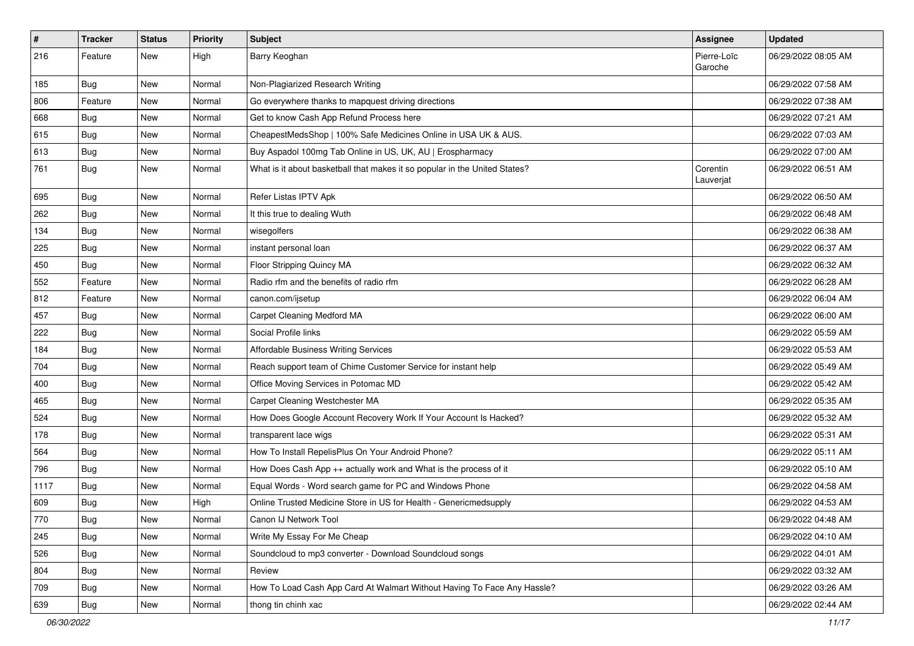| # | Tracker | Status | Priority | Subject | Assignee | Updated |
|---|---|---|---|---|---|---|
| 216 | Feature | New | High | Barry Keoghan | Pierre-Loïc Garoche | 06/29/2022 08:05 AM |
| 185 | Bug | New | Normal | Non-Plagiarized Research Writing | | 06/29/2022 07:58 AM |
| 806 | Feature | New | Normal | Go everywhere thanks to mapquest driving directions | | 06/29/2022 07:38 AM |
| 668 | Bug | New | Normal | Get to know Cash App Refund Process here | | 06/29/2022 07:21 AM |
| 615 | Bug | New | Normal | CheapestMedsShop \| 100% Safe Medicines Online in USA UK & AUS. | | 06/29/2022 07:03 AM |
| 613 | Bug | New | Normal | Buy Aspadol 100mg Tab Online in US, UK, AU \| Erospharmacy | | 06/29/2022 07:00 AM |
| 761 | Bug | New | Normal | What is it about basketball that makes it so popular in the United States? | Corentin Lauverjat | 06/29/2022 06:51 AM |
| 695 | Bug | New | Normal | Refer Listas IPTV Apk | | 06/29/2022 06:50 AM |
| 262 | Bug | New | Normal | It this true to dealing Wuth | | 06/29/2022 06:48 AM |
| 134 | Bug | New | Normal | wisegolfers | | 06/29/2022 06:38 AM |
| 225 | Bug | New | Normal | instant personal loan | | 06/29/2022 06:37 AM |
| 450 | Bug | New | Normal | Floor Stripping Quincy MA | | 06/29/2022 06:32 AM |
| 552 | Feature | New | Normal | Radio rfm and the benefits of radio rfm | | 06/29/2022 06:28 AM |
| 812 | Feature | New | Normal | canon.com/ijsetup | | 06/29/2022 06:04 AM |
| 457 | Bug | New | Normal | Carpet Cleaning Medford MA | | 06/29/2022 06:00 AM |
| 222 | Bug | New | Normal | Social Profile links | | 06/29/2022 05:59 AM |
| 184 | Bug | New | Normal | Affordable Business Writing Services | | 06/29/2022 05:53 AM |
| 704 | Bug | New | Normal | Reach support team of Chime Customer Service for instant help | | 06/29/2022 05:49 AM |
| 400 | Bug | New | Normal | Office Moving Services in Potomac MD | | 06/29/2022 05:42 AM |
| 465 | Bug | New | Normal | Carpet Cleaning Westchester MA | | 06/29/2022 05:35 AM |
| 524 | Bug | New | Normal | How Does Google Account Recovery Work If Your Account Is Hacked? | | 06/29/2022 05:32 AM |
| 178 | Bug | New | Normal | transparent lace wigs | | 06/29/2022 05:31 AM |
| 564 | Bug | New | Normal | How To Install RepelisPlus On Your Android Phone? | | 06/29/2022 05:11 AM |
| 796 | Bug | New | Normal | How Does Cash App ++ actually work and What is the process of it | | 06/29/2022 05:10 AM |
| 1117 | Bug | New | Normal | Equal Words - Word search game for PC and Windows Phone | | 06/29/2022 04:58 AM |
| 609 | Bug | New | High | Online Trusted Medicine Store in US for Health - Genericmedsupply | | 06/29/2022 04:53 AM |
| 770 | Bug | New | Normal | Canon IJ Network Tool | | 06/29/2022 04:48 AM |
| 245 | Bug | New | Normal | Write My Essay For Me Cheap | | 06/29/2022 04:10 AM |
| 526 | Bug | New | Normal | Soundcloud to mp3 converter - Download Soundcloud songs | | 06/29/2022 04:01 AM |
| 804 | Bug | New | Normal | Review | | 06/29/2022 03:32 AM |
| 709 | Bug | New | Normal | How To Load Cash App Card At Walmart Without Having To Face Any Hassle? | | 06/29/2022 03:26 AM |
| 639 | Bug | New | Normal | thong tin chinh xac | | 06/29/2022 02:44 AM |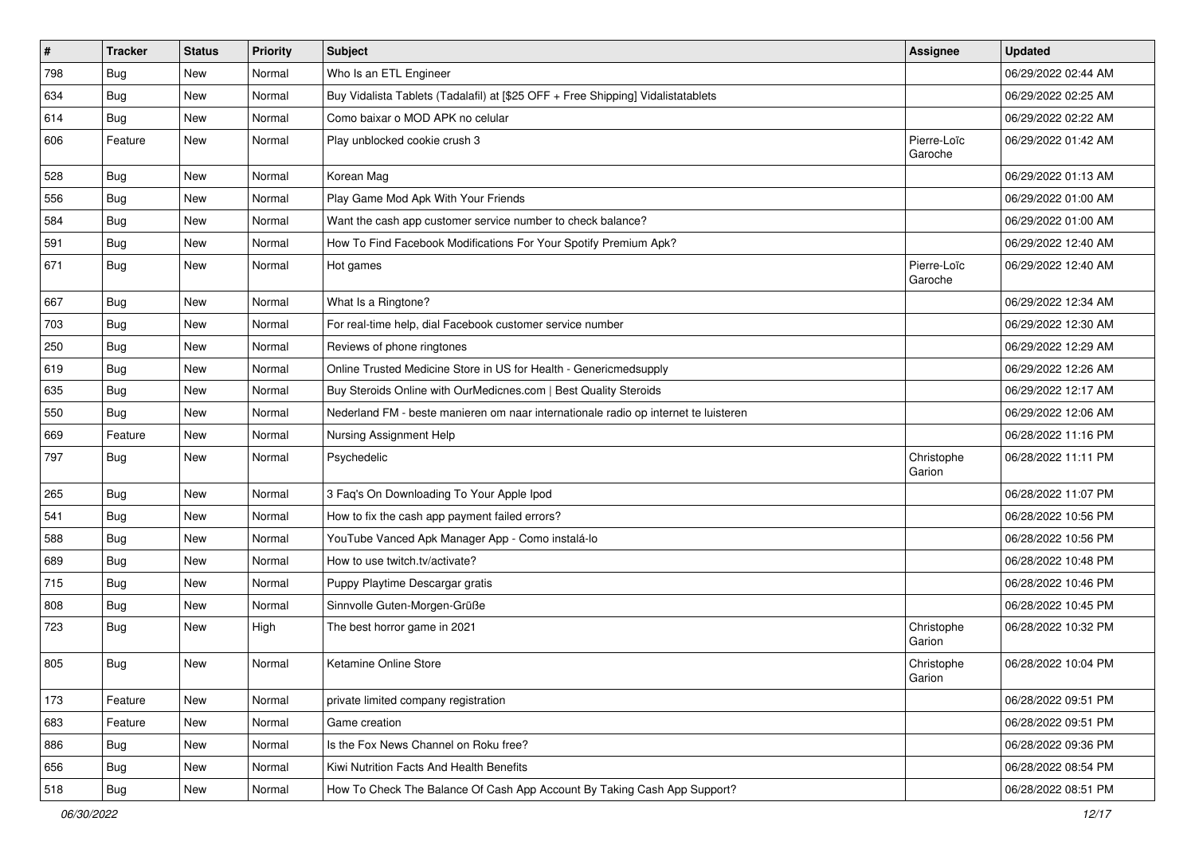| # | Tracker | Status | Priority | Subject | Assignee | Updated |
|---|---|---|---|---|---|---|
| 798 | Bug | New | Normal | Who Is an ETL Engineer | | 06/29/2022 02:44 AM |
| 634 | Bug | New | Normal | Buy Vidalista Tablets (Tadalafil) at [$25 OFF + Free Shipping] Vidalistatablets | | 06/29/2022 02:25 AM |
| 614 | Bug | New | Normal | Como baixar o MOD APK no celular | | 06/29/2022 02:22 AM |
| 606 | Feature | New | Normal | Play unblocked cookie crush 3 | Pierre-Loïc Garoche | 06/29/2022 01:42 AM |
| 528 | Bug | New | Normal | Korean Mag | | 06/29/2022 01:13 AM |
| 556 | Bug | New | Normal | Play Game Mod Apk With Your Friends | | 06/29/2022 01:00 AM |
| 584 | Bug | New | Normal | Want the cash app customer service number to check balance? | | 06/29/2022 01:00 AM |
| 591 | Bug | New | Normal | How To Find Facebook Modifications For Your Spotify Premium Apk? | | 06/29/2022 12:40 AM |
| 671 | Bug | New | Normal | Hot games | Pierre-Loïc Garoche | 06/29/2022 12:40 AM |
| 667 | Bug | New | Normal | What Is a Ringtone? | | 06/29/2022 12:34 AM |
| 703 | Bug | New | Normal | For real-time help, dial Facebook customer service number | | 06/29/2022 12:30 AM |
| 250 | Bug | New | Normal | Reviews of phone ringtones | | 06/29/2022 12:29 AM |
| 619 | Bug | New | Normal | Online Trusted Medicine Store in US for Health - Genericmedsupply | | 06/29/2022 12:26 AM |
| 635 | Bug | New | Normal | Buy Steroids Online with OurMedicnes.com \| Best Quality Steroids | | 06/29/2022 12:17 AM |
| 550 | Bug | New | Normal | Nederland FM - beste manieren om naar internationale radio op internet te luisteren | | 06/29/2022 12:06 AM |
| 669 | Feature | New | Normal | Nursing Assignment Help | | 06/28/2022 11:16 PM |
| 797 | Bug | New | Normal | Psychedelic | Christophe Garion | 06/28/2022 11:11 PM |
| 265 | Bug | New | Normal | 3 Faq's On Downloading To Your Apple Ipod | | 06/28/2022 11:07 PM |
| 541 | Bug | New | Normal | How to fix the cash app payment failed errors? | | 06/28/2022 10:56 PM |
| 588 | Bug | New | Normal | YouTube Vanced Apk Manager App - Como instalá-lo | | 06/28/2022 10:56 PM |
| 689 | Bug | New | Normal | How to use twitch.tv/activate? | | 06/28/2022 10:48 PM |
| 715 | Bug | New | Normal | Puppy Playtime Descargar gratis | | 06/28/2022 10:46 PM |
| 808 | Bug | New | Normal | Sinnvolle Guten-Morgen-Grüße | | 06/28/2022 10:45 PM |
| 723 | Bug | New | High | The best horror game in 2021 | Christophe Garion | 06/28/2022 10:32 PM |
| 805 | Bug | New | Normal | Ketamine Online Store | Christophe Garion | 06/28/2022 10:04 PM |
| 173 | Feature | New | Normal | private limited company registration | | 06/28/2022 09:51 PM |
| 683 | Feature | New | Normal | Game creation | | 06/28/2022 09:51 PM |
| 886 | Bug | New | Normal | Is the Fox News Channel on Roku free? | | 06/28/2022 09:36 PM |
| 656 | Bug | New | Normal | Kiwi Nutrition Facts And Health Benefits | | 06/28/2022 08:54 PM |
| 518 | Bug | New | Normal | How To Check The Balance Of Cash App Account By Taking Cash App Support? | | 06/28/2022 08:51 PM |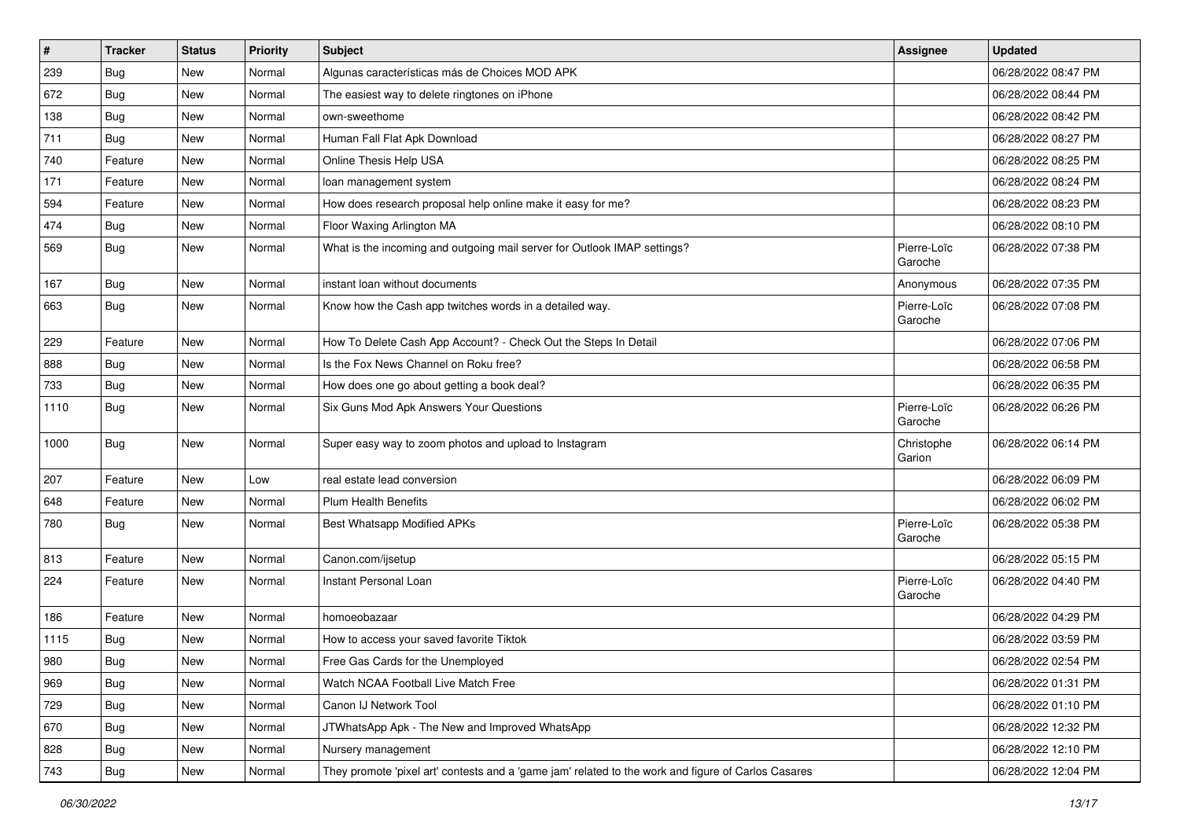| # | Tracker | Status | Priority | Subject | Assignee | Updated |
| --- | --- | --- | --- | --- | --- | --- |
| 239 | Bug | New | Normal | Algunas características más de Choices MOD APK | | 06/28/2022 08:47 PM |
| 672 | Bug | New | Normal | The easiest way to delete ringtones on iPhone | | 06/28/2022 08:44 PM |
| 138 | Bug | New | Normal | own-sweethome | | 06/28/2022 08:42 PM |
| 711 | Bug | New | Normal | Human Fall Flat Apk Download | | 06/28/2022 08:27 PM |
| 740 | Feature | New | Normal | Online Thesis Help USA | | 06/28/2022 08:25 PM |
| 171 | Feature | New | Normal | loan management system | | 06/28/2022 08:24 PM |
| 594 | Feature | New | Normal | How does research proposal help online make it easy for me? | | 06/28/2022 08:23 PM |
| 474 | Bug | New | Normal | Floor Waxing Arlington MA | | 06/28/2022 08:10 PM |
| 569 | Bug | New | Normal | What is the incoming and outgoing mail server for Outlook IMAP settings? | Pierre-Loïc Garoche | 06/28/2022 07:38 PM |
| 167 | Bug | New | Normal | instant loan without documents | Anonymous | 06/28/2022 07:35 PM |
| 663 | Bug | New | Normal | Know how the Cash app twitches words in a detailed way. | Pierre-Loïc Garoche | 06/28/2022 07:08 PM |
| 229 | Feature | New | Normal | How To Delete Cash App Account? - Check Out the Steps In Detail | | 06/28/2022 07:06 PM |
| 888 | Bug | New | Normal | Is the Fox News Channel on Roku free? | | 06/28/2022 06:58 PM |
| 733 | Bug | New | Normal | How does one go about getting a book deal? | | 06/28/2022 06:35 PM |
| 1110 | Bug | New | Normal | Six Guns Mod Apk Answers Your Questions | Pierre-Loïc Garoche | 06/28/2022 06:26 PM |
| 1000 | Bug | New | Normal | Super easy way to zoom photos and upload to Instagram | Christophe Garion | 06/28/2022 06:14 PM |
| 207 | Feature | New | Low | real estate lead conversion | | 06/28/2022 06:09 PM |
| 648 | Feature | New | Normal | Plum Health Benefits | | 06/28/2022 06:02 PM |
| 780 | Bug | New | Normal | Best Whatsapp Modified APKs | Pierre-Loïc Garoche | 06/28/2022 05:38 PM |
| 813 | Feature | New | Normal | Canon.com/ijsetup | | 06/28/2022 05:15 PM |
| 224 | Feature | New | Normal | Instant Personal Loan | Pierre-Loïc Garoche | 06/28/2022 04:40 PM |
| 186 | Feature | New | Normal | homoeobazaar | | 06/28/2022 04:29 PM |
| 1115 | Bug | New | Normal | How to access your saved favorite Tiktok | | 06/28/2022 03:59 PM |
| 980 | Bug | New | Normal | Free Gas Cards for the Unemployed | | 06/28/2022 02:54 PM |
| 969 | Bug | New | Normal | Watch NCAA Football Live Match Free | | 06/28/2022 01:31 PM |
| 729 | Bug | New | Normal | Canon IJ Network Tool | | 06/28/2022 01:10 PM |
| 670 | Bug | New | Normal | JTWhatsApp Apk - The New and Improved WhatsApp | | 06/28/2022 12:32 PM |
| 828 | Bug | New | Normal | Nursery management | | 06/28/2022 12:10 PM |
| 743 | Bug | New | Normal | They promote 'pixel art' contests and a 'game jam' related to the work and figure of Carlos Casares | | 06/28/2022 12:04 PM |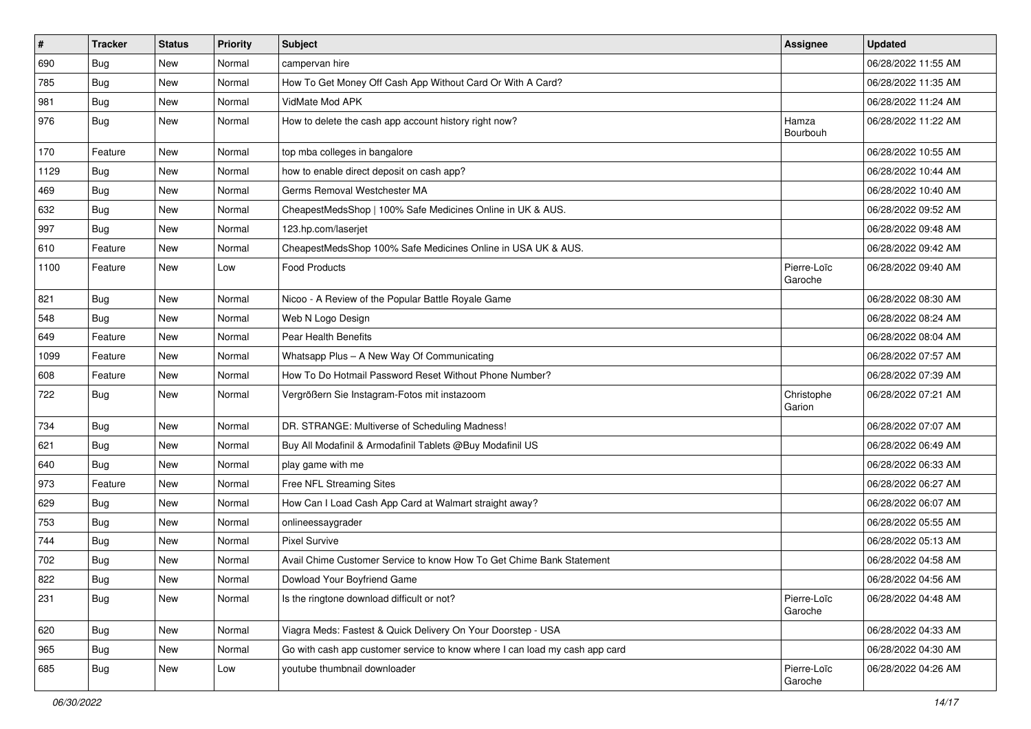| # | Tracker | Status | Priority | Subject | Assignee | Updated |
|---|---|---|---|---|---|---|
| 690 | Bug | New | Normal | campervan hire | | 06/28/2022 11:55 AM |
| 785 | Bug | New | Normal | How To Get Money Off Cash App Without Card Or With A Card? | | 06/28/2022 11:35 AM |
| 981 | Bug | New | Normal | VidMate Mod APK | | 06/28/2022 11:24 AM |
| 976 | Bug | New | Normal | How to delete the cash app account history right now? | Hamza Bourbouh | 06/28/2022 11:22 AM |
| 170 | Feature | New | Normal | top mba colleges in bangalore | | 06/28/2022 10:55 AM |
| 1129 | Bug | New | Normal | how to enable direct deposit on cash app? | | 06/28/2022 10:44 AM |
| 469 | Bug | New | Normal | Germs Removal Westchester MA | | 06/28/2022 10:40 AM |
| 632 | Bug | New | Normal | CheapestMedsShop \| 100% Safe Medicines Online in UK & AUS. | | 06/28/2022 09:52 AM |
| 997 | Bug | New | Normal | 123.hp.com/laserjet | | 06/28/2022 09:48 AM |
| 610 | Feature | New | Normal | CheapestMedsShop 100% Safe Medicines Online in USA UK & AUS. | | 06/28/2022 09:42 AM |
| 1100 | Feature | New | Low | Food Products | Pierre-Loïc Garoche | 06/28/2022 09:40 AM |
| 821 | Bug | New | Normal | Nicoo - A Review of the Popular Battle Royale Game | | 06/28/2022 08:30 AM |
| 548 | Bug | New | Normal | Web N Logo Design | | 06/28/2022 08:24 AM |
| 649 | Feature | New | Normal | Pear Health Benefits | | 06/28/2022 08:04 AM |
| 1099 | Feature | New | Normal | Whatsapp Plus – A New Way Of Communicating | | 06/28/2022 07:57 AM |
| 608 | Feature | New | Normal | How To Do Hotmail Password Reset Without Phone Number? | | 06/28/2022 07:39 AM |
| 722 | Bug | New | Normal | Vergrößern Sie Instagram-Fotos mit instazoom | Christophe Garion | 06/28/2022 07:21 AM |
| 734 | Bug | New | Normal | DR. STRANGE: Multiverse of Scheduling Madness! | | 06/28/2022 07:07 AM |
| 621 | Bug | New | Normal | Buy All Modafinil & Armodafinil Tablets @Buy Modafinil US | | 06/28/2022 06:49 AM |
| 640 | Bug | New | Normal | play game with me | | 06/28/2022 06:33 AM |
| 973 | Feature | New | Normal | Free NFL Streaming Sites | | 06/28/2022 06:27 AM |
| 629 | Bug | New | Normal | How Can I Load Cash App Card at Walmart straight away? | | 06/28/2022 06:07 AM |
| 753 | Bug | New | Normal | onlineessaygrader | | 06/28/2022 05:55 AM |
| 744 | Bug | New | Normal | Pixel Survive | | 06/28/2022 05:13 AM |
| 702 | Bug | New | Normal | Avail Chime Customer Service to know How To Get Chime Bank Statement | | 06/28/2022 04:58 AM |
| 822 | Bug | New | Normal | Dowload Your Boyfriend Game | | 06/28/2022 04:56 AM |
| 231 | Bug | New | Normal | Is the ringtone download difficult or not? | Pierre-Loïc Garoche | 06/28/2022 04:48 AM |
| 620 | Bug | New | Normal | Viagra Meds: Fastest & Quick Delivery On Your Doorstep - USA | | 06/28/2022 04:33 AM |
| 965 | Bug | New | Normal | Go with cash app customer service to know where I can load my cash app card | | 06/28/2022 04:30 AM |
| 685 | Bug | New | Low | youtube thumbnail downloader | Pierre-Loïc Garoche | 06/28/2022 04:26 AM |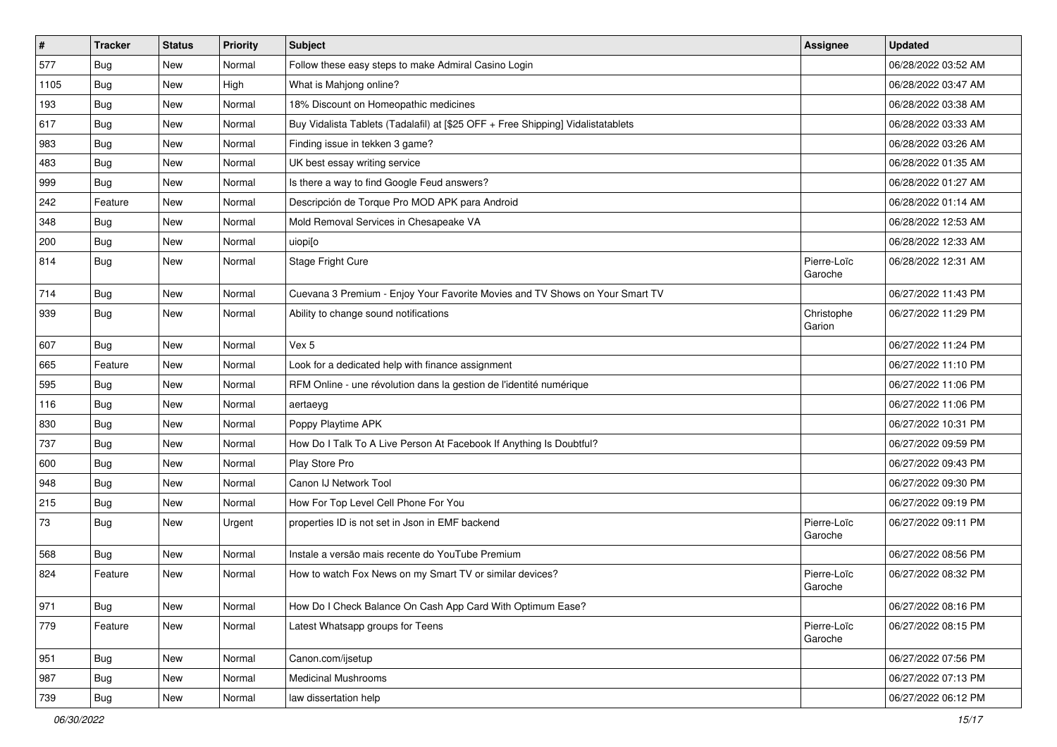| # | Tracker | Status | Priority | Subject | Assignee | Updated |
| --- | --- | --- | --- | --- | --- | --- |
| 577 | Bug | New | Normal | Follow these easy steps to make Admiral Casino Login | | 06/28/2022 03:52 AM |
| 1105 | Bug | New | High | What is Mahjong online? | | 06/28/2022 03:47 AM |
| 193 | Bug | New | Normal | 18% Discount on Homeopathic medicines | | 06/28/2022 03:38 AM |
| 617 | Bug | New | Normal | Buy Vidalista Tablets (Tadalafil) at [$25 OFF + Free Shipping] Vidalistatablets | | 06/28/2022 03:33 AM |
| 983 | Bug | New | Normal | Finding issue in tekken 3 game? | | 06/28/2022 03:26 AM |
| 483 | Bug | New | Normal | UK best essay writing service | | 06/28/2022 01:35 AM |
| 999 | Bug | New | Normal | Is there a way to find Google Feud answers? | | 06/28/2022 01:27 AM |
| 242 | Feature | New | Normal | Descripción de Torque Pro MOD APK para Android | | 06/28/2022 01:14 AM |
| 348 | Bug | New | Normal | Mold Removal Services in Chesapeake VA | | 06/28/2022 12:53 AM |
| 200 | Bug | New | Normal | uiopi[o | | 06/28/2022 12:33 AM |
| 814 | Bug | New | Normal | Stage Fright Cure | Pierre-Loïc Garoche | 06/28/2022 12:31 AM |
| 714 | Bug | New | Normal | Cuevana 3 Premium - Enjoy Your Favorite Movies and TV Shows on Your Smart TV | | 06/27/2022 11:43 PM |
| 939 | Bug | New | Normal | Ability to change sound notifications | Christophe Garion | 06/27/2022 11:29 PM |
| 607 | Bug | New | Normal | Vex 5 | | 06/27/2022 11:24 PM |
| 665 | Feature | New | Normal | Look for a dedicated help with finance assignment | | 06/27/2022 11:10 PM |
| 595 | Bug | New | Normal | RFM Online - une révolution dans la gestion de l'identité numérique | | 06/27/2022 11:06 PM |
| 116 | Bug | New | Normal | aertaeyg | | 06/27/2022 11:06 PM |
| 830 | Bug | New | Normal | Poppy Playtime APK | | 06/27/2022 10:31 PM |
| 737 | Bug | New | Normal | How Do I Talk To A Live Person At Facebook If Anything Is Doubtful? | | 06/27/2022 09:59 PM |
| 600 | Bug | New | Normal | Play Store Pro | | 06/27/2022 09:43 PM |
| 948 | Bug | New | Normal | Canon IJ Network Tool | | 06/27/2022 09:30 PM |
| 215 | Bug | New | Normal | How For Top Level Cell Phone For You | | 06/27/2022 09:19 PM |
| 73 | Bug | New | Urgent | properties ID is not set in Json in EMF backend | Pierre-Loïc Garoche | 06/27/2022 09:11 PM |
| 568 | Bug | New | Normal | Instale a versão mais recente do YouTube Premium | | 06/27/2022 08:56 PM |
| 824 | Feature | New | Normal | How to watch Fox News on my Smart TV or similar devices? | Pierre-Loïc Garoche | 06/27/2022 08:32 PM |
| 971 | Bug | New | Normal | How Do I Check Balance On Cash App Card With Optimum Ease? | | 06/27/2022 08:16 PM |
| 779 | Feature | New | Normal | Latest Whatsapp groups for Teens | Pierre-Loïc Garoche | 06/27/2022 08:15 PM |
| 951 | Bug | New | Normal | Canon.com/ijsetup | | 06/27/2022 07:56 PM |
| 987 | Bug | New | Normal | Medicinal Mushrooms | | 06/27/2022 07:13 PM |
| 739 | Bug | New | Normal | law dissertation help | | 06/27/2022 06:12 PM |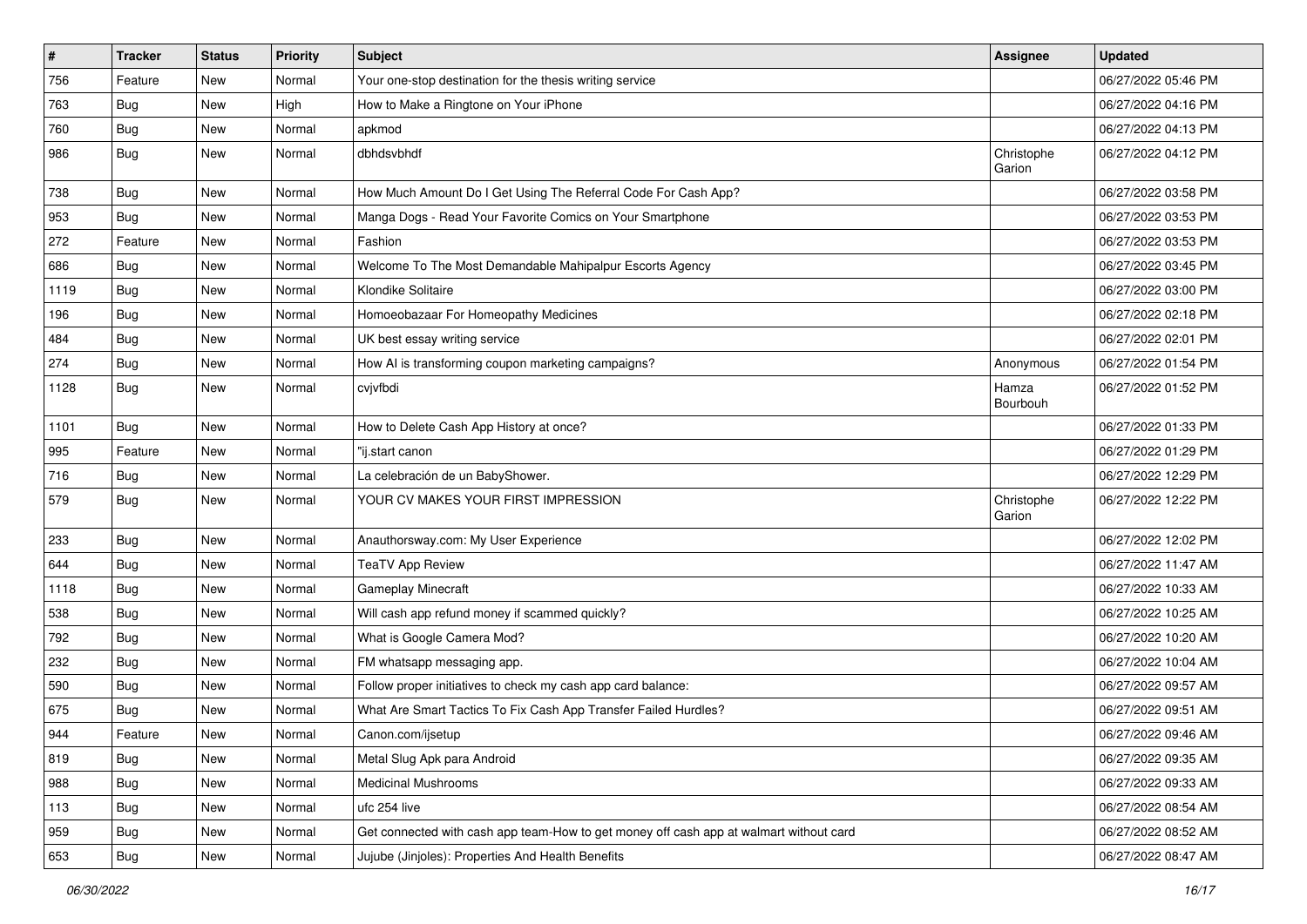| # | Tracker | Status | Priority | Subject | Assignee | Updated |
|---|---|---|---|---|---|---|
| 756 | Feature | New | Normal | Your one-stop destination for the thesis writing service | | 06/27/2022 05:46 PM |
| 763 | Bug | New | High | How to Make a Ringtone on Your iPhone | | 06/27/2022 04:16 PM |
| 760 | Bug | New | Normal | apkmod | | 06/27/2022 04:13 PM |
| 986 | Bug | New | Normal | dbhdsvbhdf | Christophe Garion | 06/27/2022 04:12 PM |
| 738 | Bug | New | Normal | How Much Amount Do I Get Using The Referral Code For Cash App? | | 06/27/2022 03:58 PM |
| 953 | Bug | New | Normal | Manga Dogs - Read Your Favorite Comics on Your Smartphone | | 06/27/2022 03:53 PM |
| 272 | Feature | New | Normal | Fashion | | 06/27/2022 03:53 PM |
| 686 | Bug | New | Normal | Welcome To The Most Demandable Mahipalpur Escorts Agency | | 06/27/2022 03:45 PM |
| 1119 | Bug | New | Normal | Klondike Solitaire | | 06/27/2022 03:00 PM |
| 196 | Bug | New | Normal | Homoeobazaar For Homeopathy Medicines | | 06/27/2022 02:18 PM |
| 484 | Bug | New | Normal | UK best essay writing service | | 06/27/2022 02:01 PM |
| 274 | Bug | New | Normal | How AI is transforming coupon marketing campaigns? | Anonymous | 06/27/2022 01:54 PM |
| 1128 | Bug | New | Normal | cvjvfbdi | Hamza Bourbouh | 06/27/2022 01:52 PM |
| 1101 | Bug | New | Normal | How to Delete Cash App History at once? | | 06/27/2022 01:33 PM |
| 995 | Feature | New | Normal | "ij.start canon | | 06/27/2022 01:29 PM |
| 716 | Bug | New | Normal | La celebración de un BabyShower. | | 06/27/2022 12:29 PM |
| 579 | Bug | New | Normal | YOUR CV MAKES YOUR FIRST IMPRESSION | Christophe Garion | 06/27/2022 12:22 PM |
| 233 | Bug | New | Normal | Anauthorsway.com: My User Experience | | 06/27/2022 12:02 PM |
| 644 | Bug | New | Normal | TeaTV App Review | | 06/27/2022 11:47 AM |
| 1118 | Bug | New | Normal | Gameplay Minecraft | | 06/27/2022 10:33 AM |
| 538 | Bug | New | Normal | Will cash app refund money if scammed quickly? | | 06/27/2022 10:25 AM |
| 792 | Bug | New | Normal | What is Google Camera Mod? | | 06/27/2022 10:20 AM |
| 232 | Bug | New | Normal | FM whatsapp messaging app. | | 06/27/2022 10:04 AM |
| 590 | Bug | New | Normal | Follow proper initiatives to check my cash app card balance: | | 06/27/2022 09:57 AM |
| 675 | Bug | New | Normal | What Are Smart Tactics To Fix Cash App Transfer Failed Hurdles? | | 06/27/2022 09:51 AM |
| 944 | Feature | New | Normal | Canon.com/ijsetup | | 06/27/2022 09:46 AM |
| 819 | Bug | New | Normal | Metal Slug Apk para Android | | 06/27/2022 09:35 AM |
| 988 | Bug | New | Normal | Medicinal Mushrooms | | 06/27/2022 09:33 AM |
| 113 | Bug | New | Normal | ufc 254 live | | 06/27/2022 08:54 AM |
| 959 | Bug | New | Normal | Get connected with cash app team-How to get money off cash app at walmart without card | | 06/27/2022 08:52 AM |
| 653 | Bug | New | Normal | Jujube (Jinjoles): Properties And Health Benefits | | 06/27/2022 08:47 AM |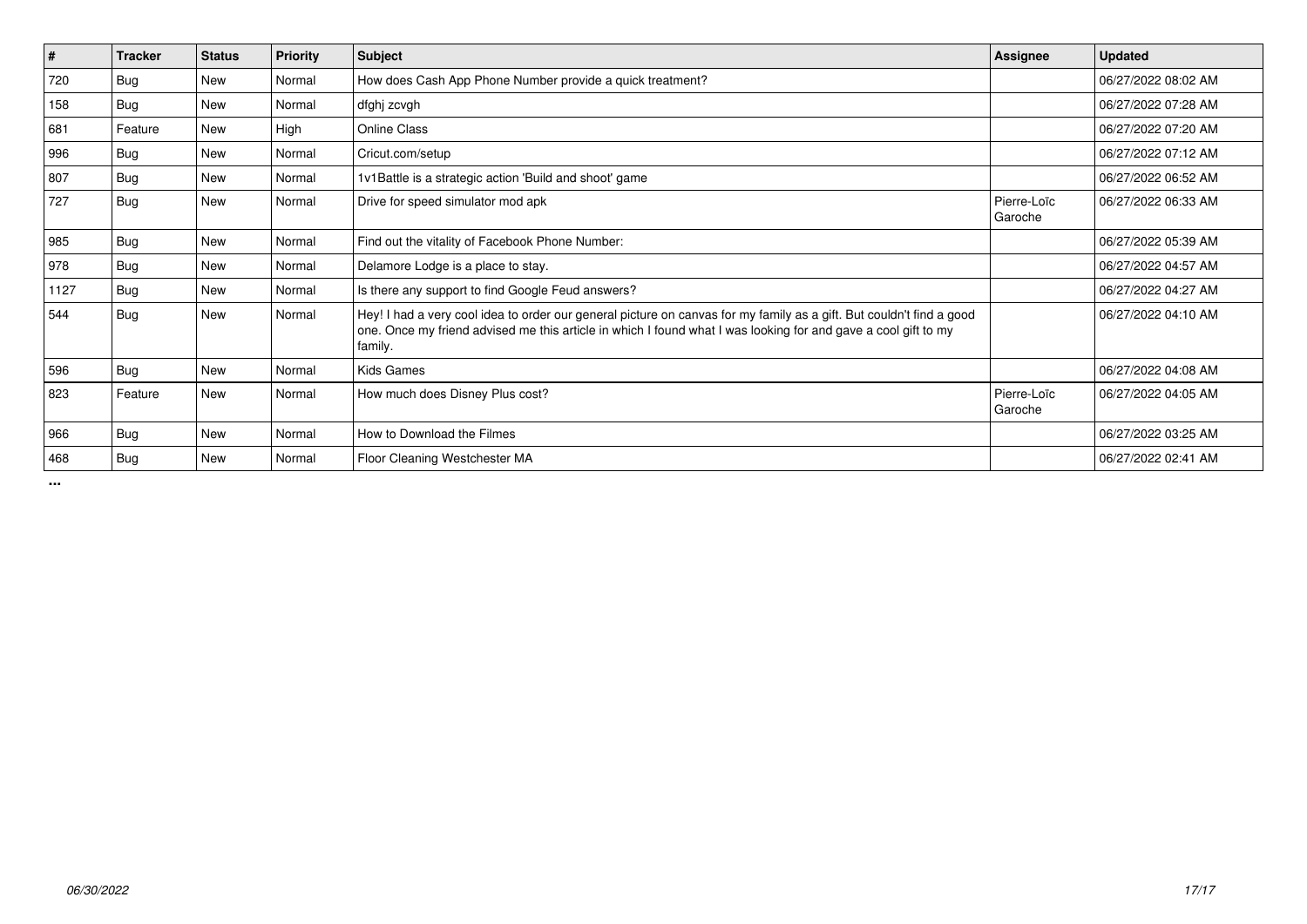| # | Tracker | Status | Priority | Subject | Assignee | Updated |
|---|---|---|---|---|---|---|
| 720 | Bug | New | Normal | How does Cash App Phone Number provide a quick treatment? | | 06/27/2022 08:02 AM |
| 158 | Bug | New | Normal | dfghj zcvgh | | 06/27/2022 07:28 AM |
| 681 | Feature | New | High | Online Class | | 06/27/2022 07:20 AM |
| 996 | Bug | New | Normal | Cricut.com/setup | | 06/27/2022 07:12 AM |
| 807 | Bug | New | Normal | 1v1Battle is a strategic action 'Build and shoot' game | | 06/27/2022 06:52 AM |
| 727 | Bug | New | Normal | Drive for speed simulator mod apk | Pierre-Loïc Garoche | 06/27/2022 06:33 AM |
| 985 | Bug | New | Normal | Find out the vitality of Facebook Phone Number: | | 06/27/2022 05:39 AM |
| 978 | Bug | New | Normal | Delamore Lodge is a place to stay. | | 06/27/2022 04:57 AM |
| 1127 | Bug | New | Normal | Is there any support to find Google Feud answers? | | 06/27/2022 04:27 AM |
| 544 | Bug | New | Normal | Hey! I had a very cool idea to order our general picture on canvas for my family as a gift. But couldn't find a good one. Once my friend advised me this article in which I found what I was looking for and gave a cool gift to my family. | | 06/27/2022 04:10 AM |
| 596 | Bug | New | Normal | Kids Games | | 06/27/2022 04:08 AM |
| 823 | Feature | New | Normal | How much does Disney Plus cost? | Pierre-Loïc Garoche | 06/27/2022 04:05 AM |
| 966 | Bug | New | Normal | How to Download the Filmes | | 06/27/2022 03:25 AM |
| 468 | Bug | New | Normal | Floor Cleaning Westchester MA | | 06/27/2022 02:41 AM |

...